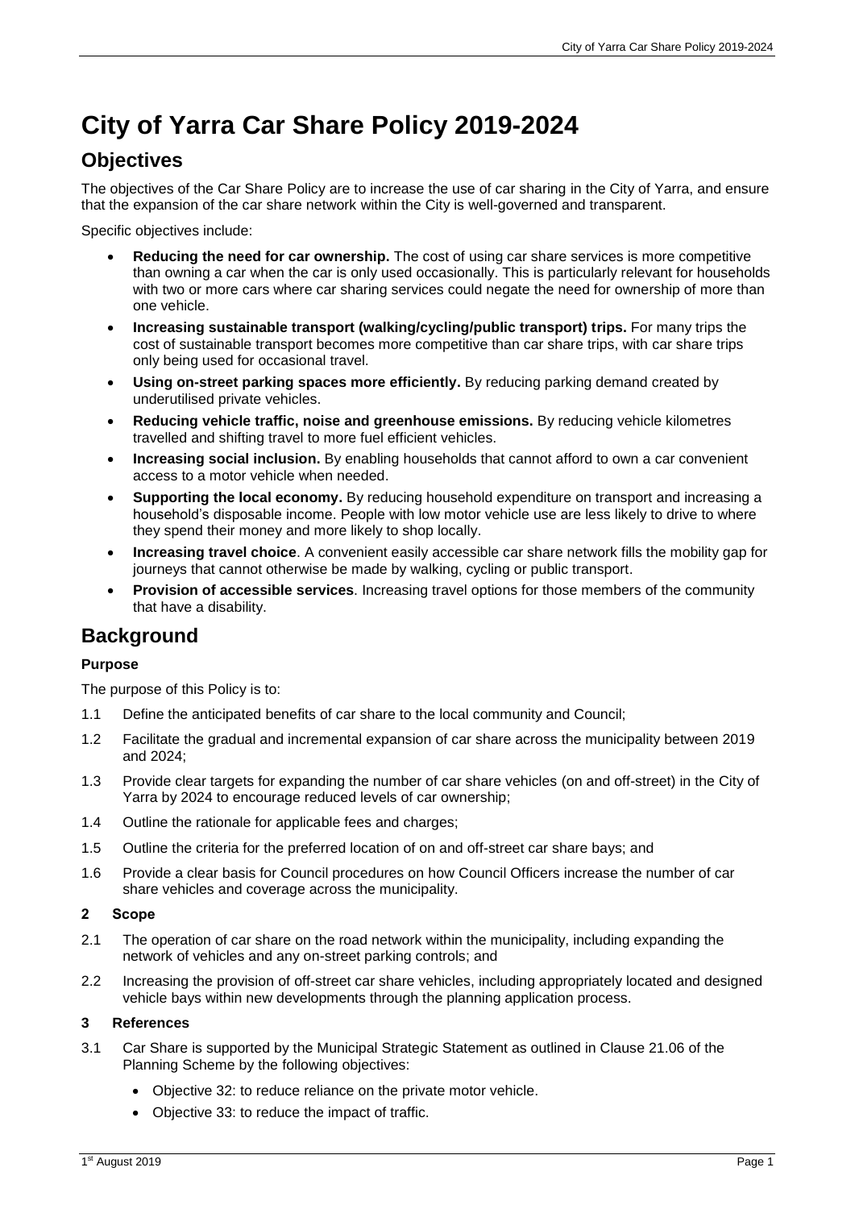# City of Yarra Car Share Policy 2019-2024

## Objectives

The objectives of the Car Share Policy are to increase the use of car sharing in the City of Yarra, and ensure that the expansion of the car share network within the City is well-governed and transparent.

Specific objectives include:

- **Reducing the need for car ownership.** The cost of using car share services is more competitive than owning a car when the car is only used occasionally. This is particularly relevant for households with two or more cars where car sharing services could negate the need for ownership of more than one vehicle.
- **Increasing sustainable transport (walking/cycling/public transport) trips.** For many trips the cost of sustainable transport becomes more competitive than car share trips, with car share trips only being used for occasional travel.
- **Using on-street parking spaces more efficiently.** By reducing parking demand created by underutilised private vehicles.
- **Reducing vehicle traffic, noise and greenhouse emissions.** By reducing vehicle kilometres travelled and shifting travel to more fuel efficient vehicles.
- **Increasing social inclusion.** By enabling households that cannot afford to own a car convenient access to a motor vehicle when needed.
- **Supporting the local economy.** By reducing household expenditure on transport and increasing a household's disposable income. People with low motor vehicle use are less likely to drive to where they spend their money and more likely to shop locally.
- **Increasing travel choice**. A convenient easily accessible car share network fills the mobility gap for journeys that cannot otherwise be made by walking, cycling or public transport.
- **Provision of accessible services**. Increasing travel options for those members of the community that have a disability.

## Background

### Purpose

The purpose of this Policy is to:

1.1 Define the anticipated benefits of car share to the local community and Council;

1.2 Facilitate the gradual and incremental expansion of car share across the municipality between 2019 and 2024;

1.3 Provide clear targets for expanding the number of car share vehicles (on and off-street) in the City of Yarra by 2024 to encourage reduced levels of car ownership;

1.4 Outline the rationale for applicable fees and charges;

1.5 Outline the criteria for the preferred location of on and off-street car share bays; and

1.6 Provide a clear basis for Council procedures on how Council Officers increase the number of car share vehicles and coverage across the municipality.

### 2 Scope

2.1 The operation of car share on the road network within the municipality, including expanding the network of vehicles and any on-street parking controls; and

2.2 Increasing the provision of off-street car share vehicles, including appropriately located and designed vehicle bays within new developments through the planning application process.

### 3 References

3.1 Car Share is supported by the Municipal Strategic Statement as outlined in Clause 21.06 of the Planning Scheme by the following objectives:

- Objective 32: to reduce reliance on the private motor vehicle.
- Objective 33: to reduce the impact of traffic.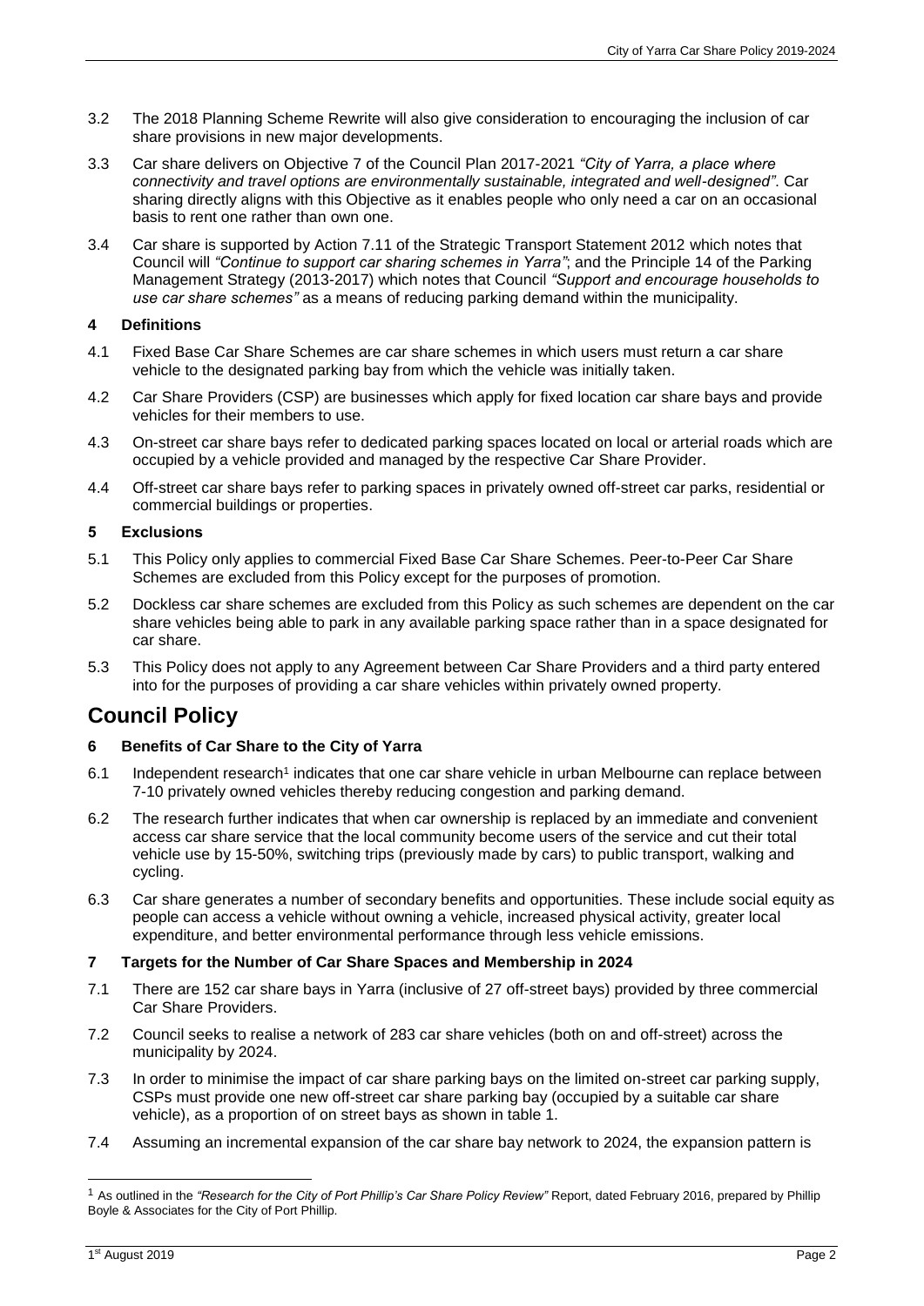3.2 The 2018 Planning Scheme Rewrite will also give consideration to encouraging the inclusion of car share provisions in new major developments.

3.3 Car share delivers on Objective 7 of the Council Plan 2017-2021 *"City of Yarra, a place where connectivity and travel options are environmentally sustainable, integrated and well-designed"*. Car sharing directly aligns with this Objective as it enables people who only need a car on an occasional basis to rent one rather than own one.

3.4 Car share is supported by Action 7.11 of the Strategic Transport Statement 2012 which notes that Council will *"Continue to support car sharing schemes in Yarra"*; and the Principle 14 of the Parking Management Strategy (2013-2017) which notes that Council *"Support and encourage households to use car share schemes"* as a means of reducing parking demand within the municipality.

### 4 Definitions

4.1 Fixed Base Car Share Schemes are car share schemes in which users must return a car share vehicle to the designated parking bay from which the vehicle was initially taken.

4.2 Car Share Providers (CSP) are businesses which apply for fixed location car share bays and provide vehicles for their members to use.

4.3 On-street car share bays refer to dedicated parking spaces located on local or arterial roads which are occupied by a vehicle provided and managed by the respective Car Share Provider.

4.4 Off-street car share bays refer to parking spaces in privately owned off-street car parks, residential or commercial buildings or properties.

### 5 Exclusions

5.1 This Policy only applies to commercial Fixed Base Car Share Schemes. Peer-to-Peer Car Share Schemes are excluded from this Policy except for the purposes of promotion.

5.2 Dockless car share schemes are excluded from this Policy as such schemes are dependent on the car share vehicles being able to park in any available parking space rather than in a space designated for car share.

5.3 This Policy does not apply to any Agreement between Car Share Providers and a third party entered into for the purposes of providing a car share vehicles within privately owned property.

## Council Policy

### 6 Benefits of Car Share to the City of Yarra

6.1 Independent research[1] indicates that one car share vehicle in urban Melbourne can replace between 7-10 privately owned vehicles thereby reducing congestion and parking demand.

6.2 The research further indicates that when car ownership is replaced by an immediate and convenient access car share service that the local community become users of the service and cut their total vehicle use by 15-50%, switching trips (previously made by cars) to public transport, walking and cycling.

6.3 Car share generates a number of secondary benefits and opportunities. These include social equity as people can access a vehicle without owning a vehicle, increased physical activity, greater local expenditure, and better environmental performance through less vehicle emissions.

### 7 Targets for the Number of Car Share Spaces and Membership in 2024

7.1 There are 152 car share bays in Yarra (inclusive of 27 off-street bays) provided by three commercial Car Share Providers.

7.2 Council seeks to realise a network of 283 car share vehicles (both on and off-street) across the municipality by 2024.

7.3 In order to minimise the impact of car share parking bays on the limited on-street car parking supply, CSPs must provide one new off-street car share parking bay (occupied by a suitable car share vehicle), as a proportion of on street bays as shown in table 1.

7.4 Assuming an incremental expansion of the car share bay network to 2024, the expansion pattern is

[1] As outlined in the *"Research for the City of Port Phillip's Car Share Policy Review"* Report, dated February 2016, prepared by Phillip Boyle & Associates for the City of Port Phillip.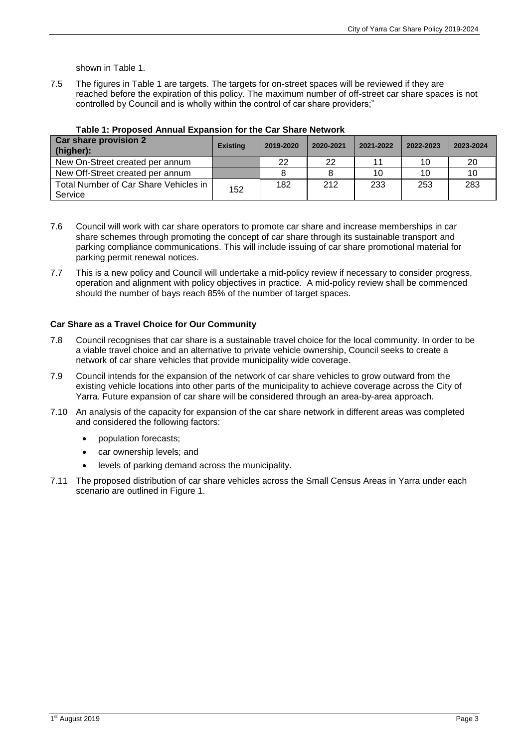shown in Table 1.

7.5 The figures in Table 1 are targets. The targets for on-street spaces will be reviewed if they are reached before the expiration of this policy. The maximum number of off-street car share spaces is not controlled by Council and is wholly within the control of car share providers;"

**Table 1: Proposed Annual Expansion for the Car Share Network**

| Car share provision 2 (higher): | Existing | 2019-2020 | 2020-2021 | 2021-2022 | 2022-2023 | 2023-2024 |
|---|---|---|---|---|---|---|
| New On-Street created per annum | | 22 | 22 | 11 | 10 | 20 |
| New Off-Street created per annum | | 8 | 8 | 10 | 10 | 10 |
| Total Number of Car Share Vehicles in Service | 152 | 182 | 212 | 233 | 253 | 283 |

7.6 Council will work with car share operators to promote car share and increase memberships in car share schemes through promoting the concept of car share through its sustainable transport and parking compliance communications. This will include issuing of car share promotional material for parking permit renewal notices.

7.7 This is a new policy and Council will undertake a mid-policy review if necessary to consider progress, operation and alignment with policy objectives in practice. A mid-policy review shall be commenced should the number of bays reach 85% of the number of target spaces.

**Car Share as a Travel Choice for Our Community**

7.8 Council recognises that car share is a sustainable travel choice for the local community. In order to be a viable travel choice and an alternative to private vehicle ownership, Council seeks to create a network of car share vehicles that provide municipality wide coverage.

7.9 Council intends for the expansion of the network of car share vehicles to grow outward from the existing vehicle locations into other parts of the municipality to achieve coverage across the City of Yarra. Future expansion of car share will be considered through an area-by-area approach.

7.10 An analysis of the capacity for expansion of the car share network in different areas was completed and considered the following factors:

- population forecasts;
- car ownership levels; and
- levels of parking demand across the municipality.

7.11 The proposed distribution of car share vehicles across the Small Census Areas in Yarra under each scenario are outlined in Figure 1.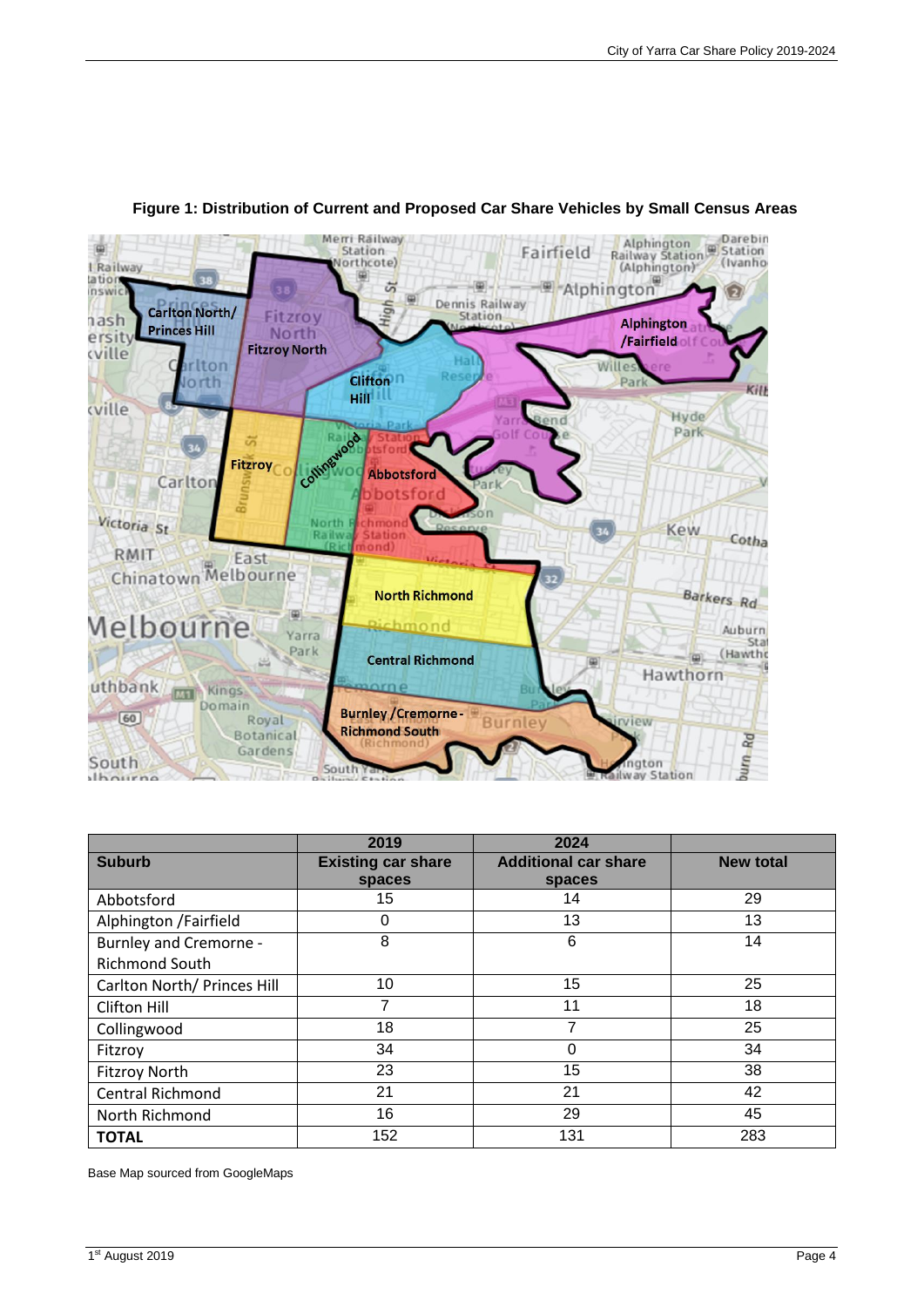**Figure 1: Distribution of Current and Proposed Car Share Vehicles by Small Census Areas**

|  | 2019 | 2024 |  |
|---|---|---|---|
| **Suburb** | **Existing car share spaces** | **Additional car share spaces** | **New total** |
| Abbotsford | 15 | 14 | 29 |
| Alphington /Fairfield | 0 | 13 | 13 |
| Burnley and Cremorne - Richmond South | 8 | 6 | 14 |
| Carlton North/ Princes Hill | 10 | 15 | 25 |
| Clifton Hill | 7 | 11 | 18 |
| Collingwood | 18 | 7 | 25 |
| Fitzroy | 34 | 0 | 34 |
| Fitzroy North | 23 | 15 | 38 |
| Central Richmond | 21 | 21 | 42 |
| North Richmond | 16 | 29 | 45 |
| **TOTAL** | 152 | 131 | 283 |

Base Map sourced from GoogleMaps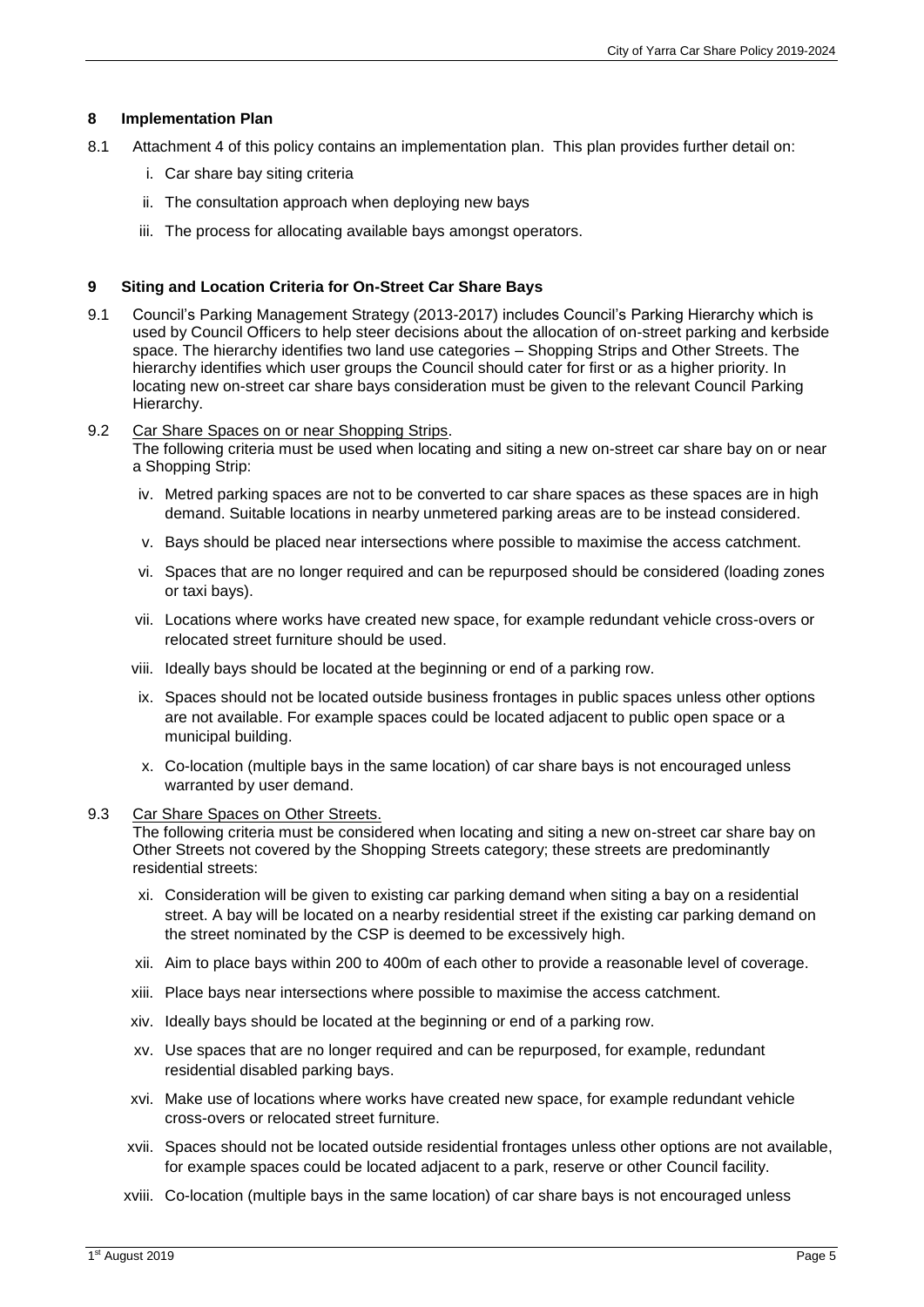## 8 Implementation Plan

8.1 Attachment 4 of this policy contains an implementation plan. This plan provides further detail on:

i. Car share bay siting criteria

ii. The consultation approach when deploying new bays

iii. The process for allocating available bays amongst operators.

## 9 Siting and Location Criteria for On-Street Car Share Bays

9.1 Council's Parking Management Strategy (2013-2017) includes Council's Parking Hierarchy which is used by Council Officers to help steer decisions about the allocation of on-street parking and kerbside space. The hierarchy identifies two land use categories – Shopping Strips and Other Streets. The hierarchy identifies which user groups the Council should cater for first or as a higher priority. In locating new on-street car share bays consideration must be given to the relevant Council Parking Hierarchy.

9.2 Car Share Spaces on or near Shopping Strips.
The following criteria must be used when locating and siting a new on-street car share bay on or near a Shopping Strip:

iv. Metred parking spaces are not to be converted to car share spaces as these spaces are in high demand. Suitable locations in nearby unmetered parking areas are to be instead considered.

v. Bays should be placed near intersections where possible to maximise the access catchment.

vi. Spaces that are no longer required and can be repurposed should be considered (loading zones or taxi bays).

vii. Locations where works have created new space, for example redundant vehicle cross-overs or relocated street furniture should be used.

viii. Ideally bays should be located at the beginning or end of a parking row.

ix. Spaces should not be located outside business frontages in public spaces unless other options are not available. For example spaces could be located adjacent to public open space or a municipal building.

x. Co-location (multiple bays in the same location) of car share bays is not encouraged unless warranted by user demand.

9.3 Car Share Spaces on Other Streets.
The following criteria must be considered when locating and siting a new on-street car share bay on Other Streets not covered by the Shopping Streets category; these streets are predominantly residential streets:

xi. Consideration will be given to existing car parking demand when siting a bay on a residential street. A bay will be located on a nearby residential street if the existing car parking demand on the street nominated by the CSP is deemed to be excessively high.

xii. Aim to place bays within 200 to 400m of each other to provide a reasonable level of coverage.

xiii. Place bays near intersections where possible to maximise the access catchment.

xiv. Ideally bays should be located at the beginning or end of a parking row.

xv. Use spaces that are no longer required and can be repurposed, for example, redundant residential disabled parking bays.

xvi. Make use of locations where works have created new space, for example redundant vehicle cross-overs or relocated street furniture.

xvii. Spaces should not be located outside residential frontages unless other options are not available, for example spaces could be located adjacent to a park, reserve or other Council facility.

xviii. Co-location (multiple bays in the same location) of car share bays is not encouraged unless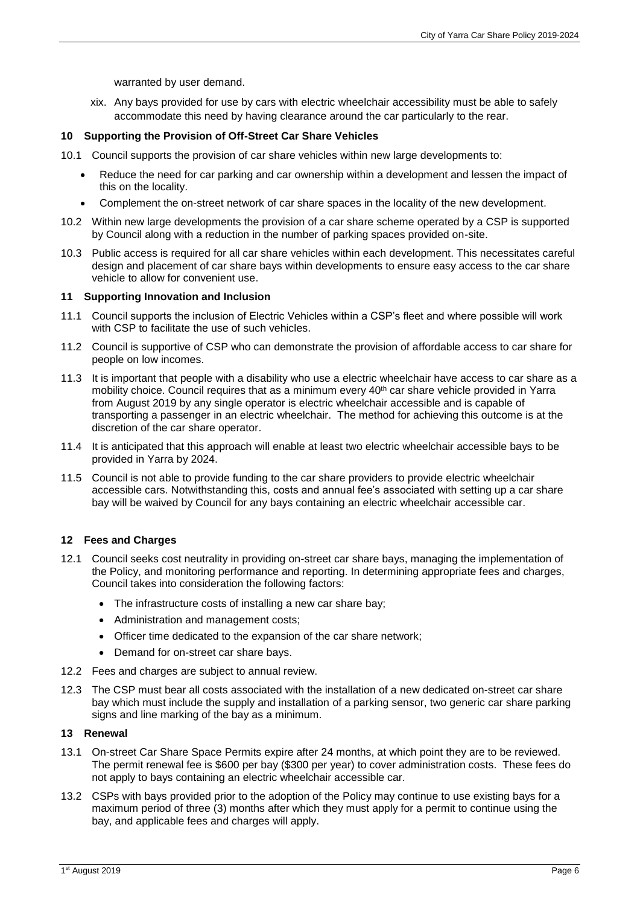warranted by user demand.

xix. Any bays provided for use by cars with electric wheelchair accessibility must be able to safely accommodate this need by having clearance around the car particularly to the rear.

## 10 Supporting the Provision of Off-Street Car Share Vehicles

10.1 Council supports the provision of car share vehicles within new large developments to:

- Reduce the need for car parking and car ownership within a development and lessen the impact of this on the locality.
- Complement the on-street network of car share spaces in the locality of the new development.

10.2 Within new large developments the provision of a car share scheme operated by a CSP is supported by Council along with a reduction in the number of parking spaces provided on-site.

10.3 Public access is required for all car share vehicles within each development. This necessitates careful design and placement of car share bays within developments to ensure easy access to the car share vehicle to allow for convenient use.

## 11 Supporting Innovation and Inclusion

11.1 Council supports the inclusion of Electric Vehicles within a CSP's fleet and where possible will work with CSP to facilitate the use of such vehicles.

11.2 Council is supportive of CSP who can demonstrate the provision of affordable access to car share for people on low incomes.

11.3 It is important that people with a disability who use a electric wheelchair have access to car share as a mobility choice. Council requires that as a minimum every 40th car share vehicle provided in Yarra from August 2019 by any single operator is electric wheelchair accessible and is capable of transporting a passenger in an electric wheelchair. The method for achieving this outcome is at the discretion of the car share operator.

11.4 It is anticipated that this approach will enable at least two electric wheelchair accessible bays to be provided in Yarra by 2024.

11.5 Council is not able to provide funding to the car share providers to provide electric wheelchair accessible cars. Notwithstanding this, costs and annual fee's associated with setting up a car share bay will be waived by Council for any bays containing an electric wheelchair accessible car.

## 12 Fees and Charges

12.1 Council seeks cost neutrality in providing on-street car share bays, managing the implementation of the Policy, and monitoring performance and reporting. In determining appropriate fees and charges, Council takes into consideration the following factors:

- The infrastructure costs of installing a new car share bay;
- Administration and management costs;
- Officer time dedicated to the expansion of the car share network;
- Demand for on-street car share bays.

12.2 Fees and charges are subject to annual review.

12.3 The CSP must bear all costs associated with the installation of a new dedicated on-street car share bay which must include the supply and installation of a parking sensor, two generic car share parking signs and line marking of the bay as a minimum.

## 13 Renewal

13.1 On-street Car Share Space Permits expire after 24 months, at which point they are to be reviewed. The permit renewal fee is $600 per bay ($300 per year) to cover administration costs. These fees do not apply to bays containing an electric wheelchair accessible car.

13.2 CSPs with bays provided prior to the adoption of the Policy may continue to use existing bays for a maximum period of three (3) months after which they must apply for a permit to continue using the bay, and applicable fees and charges will apply.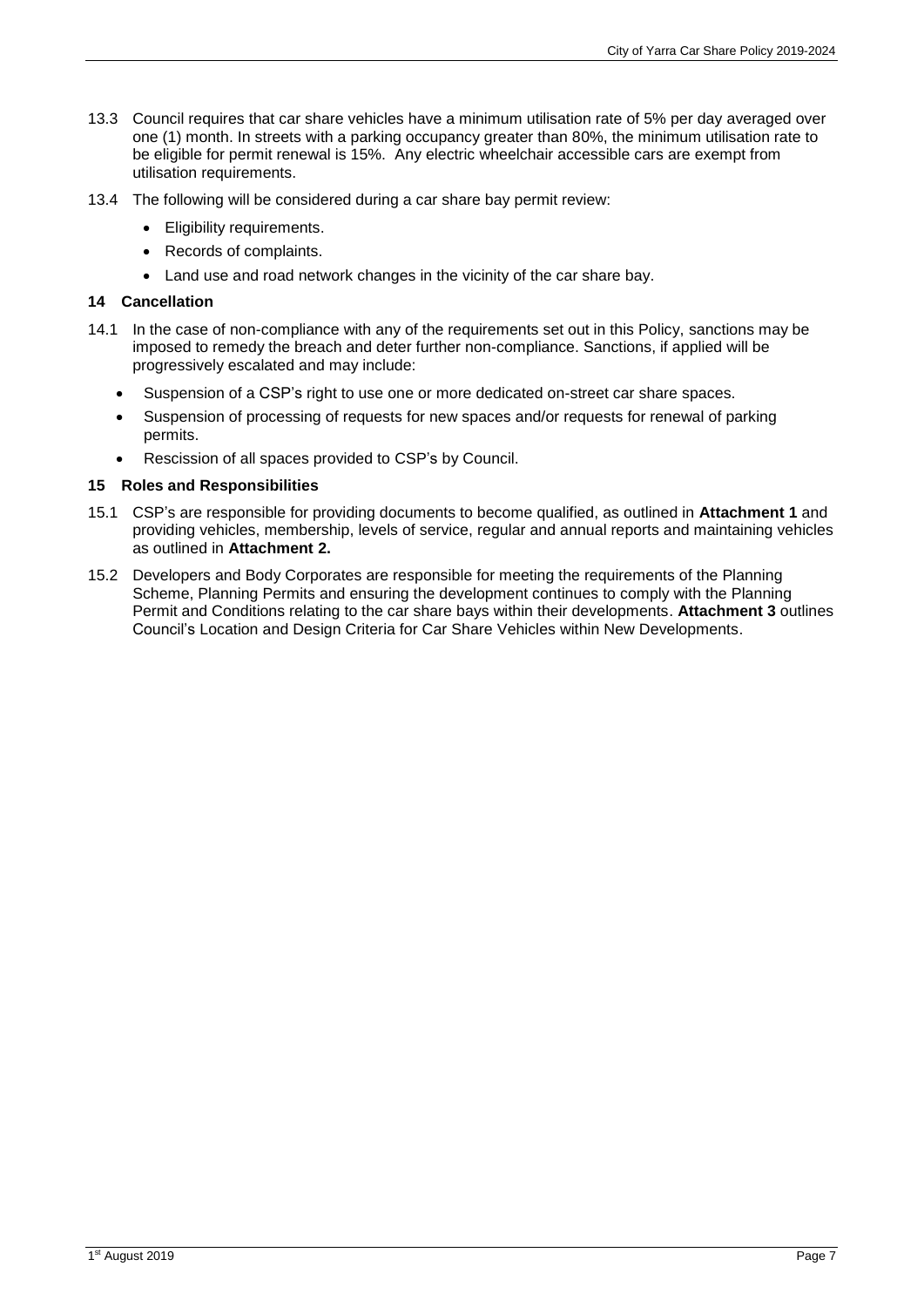13.3 Council requires that car share vehicles have a minimum utilisation rate of 5% per day averaged over one (1) month. In streets with a parking occupancy greater than 80%, the minimum utilisation rate to be eligible for permit renewal is 15%. Any electric wheelchair accessible cars are exempt from utilisation requirements.

13.4 The following will be considered during a car share bay permit review:

- Eligibility requirements.
- Records of complaints.
- Land use and road network changes in the vicinity of the car share bay.

## 14 Cancellation

14.1 In the case of non-compliance with any of the requirements set out in this Policy, sanctions may be imposed to remedy the breach and deter further non-compliance. Sanctions, if applied will be progressively escalated and may include:

- Suspension of a CSP's right to use one or more dedicated on-street car share spaces.
- Suspension of processing of requests for new spaces and/or requests for renewal of parking permits.
- Rescission of all spaces provided to CSP's by Council.

## 15 Roles and Responsibilities

15.1 CSP's are responsible for providing documents to become qualified, as outlined in **Attachment 1** and providing vehicles, membership, levels of service, regular and annual reports and maintaining vehicles as outlined in **Attachment 2.**

15.2 Developers and Body Corporates are responsible for meeting the requirements of the Planning Scheme, Planning Permits and ensuring the development continues to comply with the Planning Permit and Conditions relating to the car share bays within their developments. **Attachment 3** outlines Council's Location and Design Criteria for Car Share Vehicles within New Developments.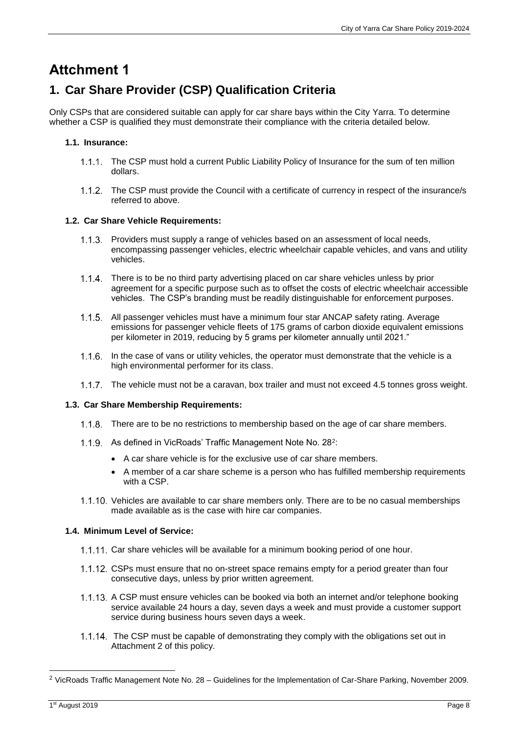# Attchment 1

## 1. Car Share Provider (CSP) Qualification Criteria

Only CSPs that are considered suitable can apply for car share bays within the City Yarra. To determine whether a CSP is qualified they must demonstrate their compliance with the criteria detailed below.

### 1.1. Insurance:

1.1.1. The CSP must hold a current Public Liability Policy of Insurance for the sum of ten million dollars.

1.1.2. The CSP must provide the Council with a certificate of currency in respect of the insurance/s referred to above.

### 1.2. Car Share Vehicle Requirements:

1.1.3. Providers must supply a range of vehicles based on an assessment of local needs, encompassing passenger vehicles, electric wheelchair capable vehicles, and vans and utility vehicles.

1.1.4. There is to be no third party advertising placed on car share vehicles unless by prior agreement for a specific purpose such as to offset the costs of electric wheelchair accessible vehicles. The CSP's branding must be readily distinguishable for enforcement purposes.

1.1.5. All passenger vehicles must have a minimum four star ANCAP safety rating. Average emissions for passenger vehicle fleets of 175 grams of carbon dioxide equivalent emissions per kilometer in 2019, reducing by 5 grams per kilometer annually until 2021."

1.1.6. In the case of vans or utility vehicles, the operator must demonstrate that the vehicle is a high environmental performer for its class.

1.1.7. The vehicle must not be a caravan, box trailer and must not exceed 4.5 tonnes gross weight.

### 1.3. Car Share Membership Requirements:

1.1.8. There are to be no restrictions to membership based on the age of car share members.

1.1.9. As defined in VicRoads' Traffic Management Note No. 28[2]:

- A car share vehicle is for the exclusive use of car share members.
- A member of a car share scheme is a person who has fulfilled membership requirements with a CSP.

1.1.10. Vehicles are available to car share members only. There are to be no casual memberships made available as is the case with hire car companies.

### 1.4. Minimum Level of Service:

1.1.11. Car share vehicles will be available for a minimum booking period of one hour.

1.1.12. CSPs must ensure that no on-street space remains empty for a period greater than four consecutive days, unless by prior written agreement.

1.1.13. A CSP must ensure vehicles can be booked via both an internet and/or telephone booking service available 24 hours a day, seven days a week and must provide a customer support service during business hours seven days a week.

1.1.14. The CSP must be capable of demonstrating they comply with the obligations set out in Attachment 2 of this policy.

---

[2] VicRoads Traffic Management Note No. 28 – Guidelines for the Implementation of Car-Share Parking, November 2009.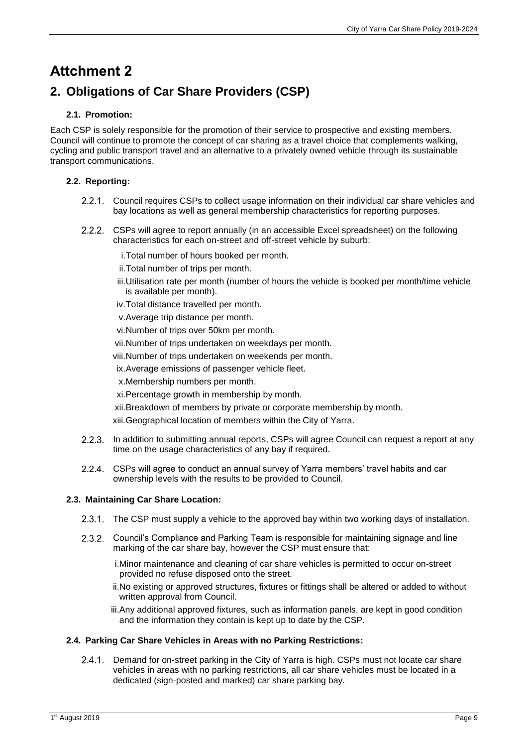# Attchment 2

## 2. Obligations of Car Share Providers (CSP)

### 2.1. Promotion:

Each CSP is solely responsible for the promotion of their service to prospective and existing members. Council will continue to promote the concept of car sharing as a travel choice that complements walking, cycling and public transport travel and an alternative to a privately owned vehicle through its sustainable transport communications.

### 2.2. Reporting:

2.2.1. Council requires CSPs to collect usage information on their individual car share vehicles and bay locations as well as general membership characteristics for reporting purposes.

2.2.2. CSPs will agree to report annually (in an accessible Excel spreadsheet) on the following characteristics for each on-street and off-street vehicle by suburb:

- i. Total number of hours booked per month.
- ii. Total number of trips per month.
- iii. Utilisation rate per month (number of hours the vehicle is booked per month/time vehicle is available per month).
- iv. Total distance travelled per month.
- v. Average trip distance per month.
- vi. Number of trips over 50km per month.
- vii. Number of trips undertaken on weekdays per month.
- viii. Number of trips undertaken on weekends per month.
- ix. Average emissions of passenger vehicle fleet.
- x. Membership numbers per month.
- xi. Percentage growth in membership by month.
- xii. Breakdown of members by private or corporate membership by month.
- xiii. Geographical location of members within the City of Yarra.

2.2.3. In addition to submitting annual reports, CSPs will agree Council can request a report at any time on the usage characteristics of any bay if required.

2.2.4. CSPs will agree to conduct an annual survey of Yarra members' travel habits and car ownership levels with the results to be provided to Council.

### 2.3. Maintaining Car Share Location:

2.3.1. The CSP must supply a vehicle to the approved bay within two working days of installation.

2.3.2. Council's Compliance and Parking Team is responsible for maintaining signage and line marking of the car share bay, however the CSP must ensure that:

- i. Minor maintenance and cleaning of car share vehicles is permitted to occur on-street provided no refuse disposed onto the street.
- ii. No existing or approved structures, fixtures or fittings shall be altered or added to without written approval from Council.
- iii. Any additional approved fixtures, such as information panels, are kept in good condition and the information they contain is kept up to date by the CSP.

### 2.4. Parking Car Share Vehicles in Areas with no Parking Restrictions:

2.4.1. Demand for on-street parking in the City of Yarra is high. CSPs must not locate car share vehicles in areas with no parking restrictions, all car share vehicles must be located in a dedicated (sign-posted and marked) car share parking bay.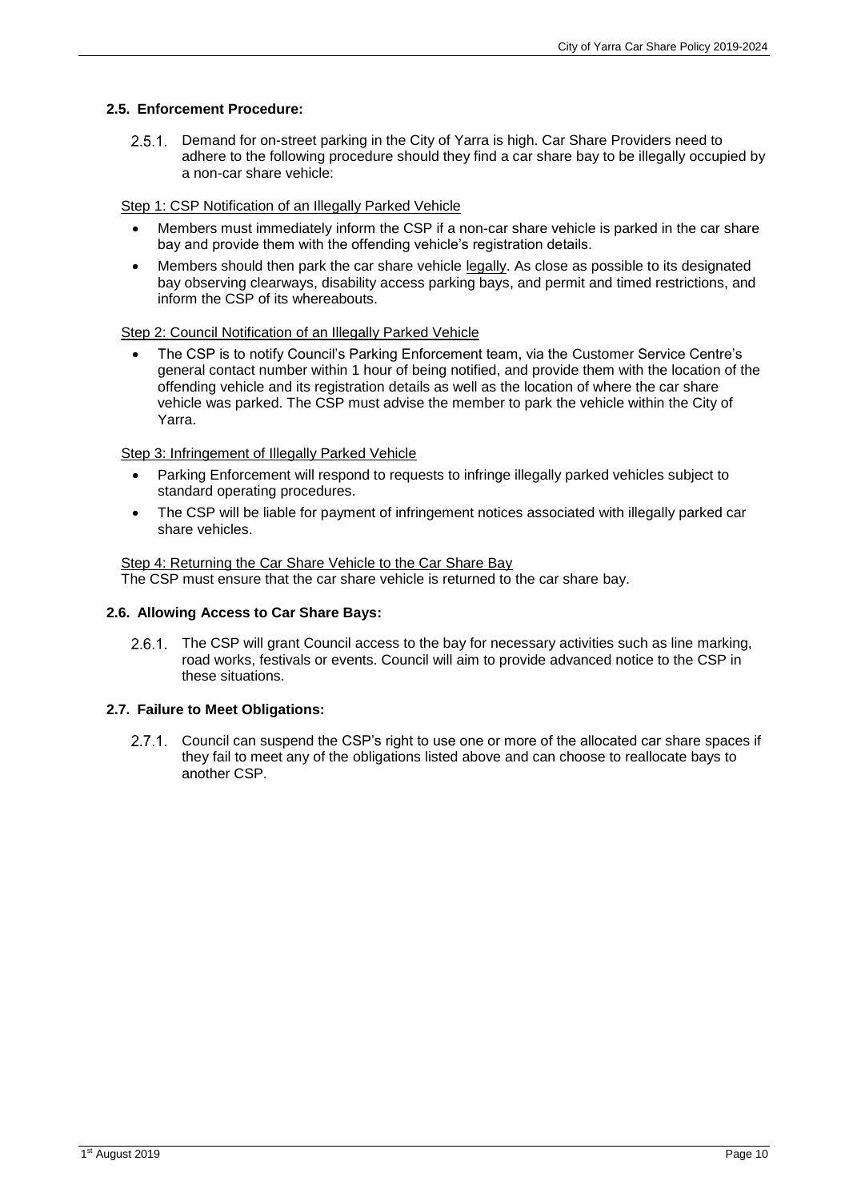### 2.5. Enforcement Procedure:

2.5.1. Demand for on-street parking in the City of Yarra is high. Car Share Providers need to adhere to the following procedure should they find a car share bay to be illegally occupied by a non-car share vehicle:

<u>Step 1: CSP Notification of an Illegally Parked Vehicle</u>

- Members must immediately inform the CSP if a non-car share vehicle is parked in the car share bay and provide them with the offending vehicle's registration details.
- Members should then park the car share vehicle <u>legally</u>. As close as possible to its designated bay observing clearways, disability access parking bays, and permit and timed restrictions, and inform the CSP of its whereabouts.

<u>Step 2: Council Notification of an Illegally Parked Vehicle</u>

- The CSP is to notify Council's Parking Enforcement team, via the Customer Service Centre's general contact number within 1 hour of being notified, and provide them with the location of the offending vehicle and its registration details as well as the location of where the car share vehicle was parked. The CSP must advise the member to park the vehicle within the City of Yarra.

<u>Step 3: Infringement of Illegally Parked Vehicle</u>

- Parking Enforcement will respond to requests to infringe illegally parked vehicles subject to standard operating procedures.
- The CSP will be liable for payment of infringement notices associated with illegally parked car share vehicles.

<u>Step 4: Returning the Car Share Vehicle to the Car Share Bay</u>
The CSP must ensure that the car share vehicle is returned to the car share bay.

### 2.6. Allowing Access to Car Share Bays:

2.6.1. The CSP will grant Council access to the bay for necessary activities such as line marking, road works, festivals or events. Council will aim to provide advanced notice to the CSP in these situations.

### 2.7. Failure to Meet Obligations:

2.7.1. Council can suspend the CSP's right to use one or more of the allocated car share spaces if they fail to meet any of the obligations listed above and can choose to reallocate bays to another CSP.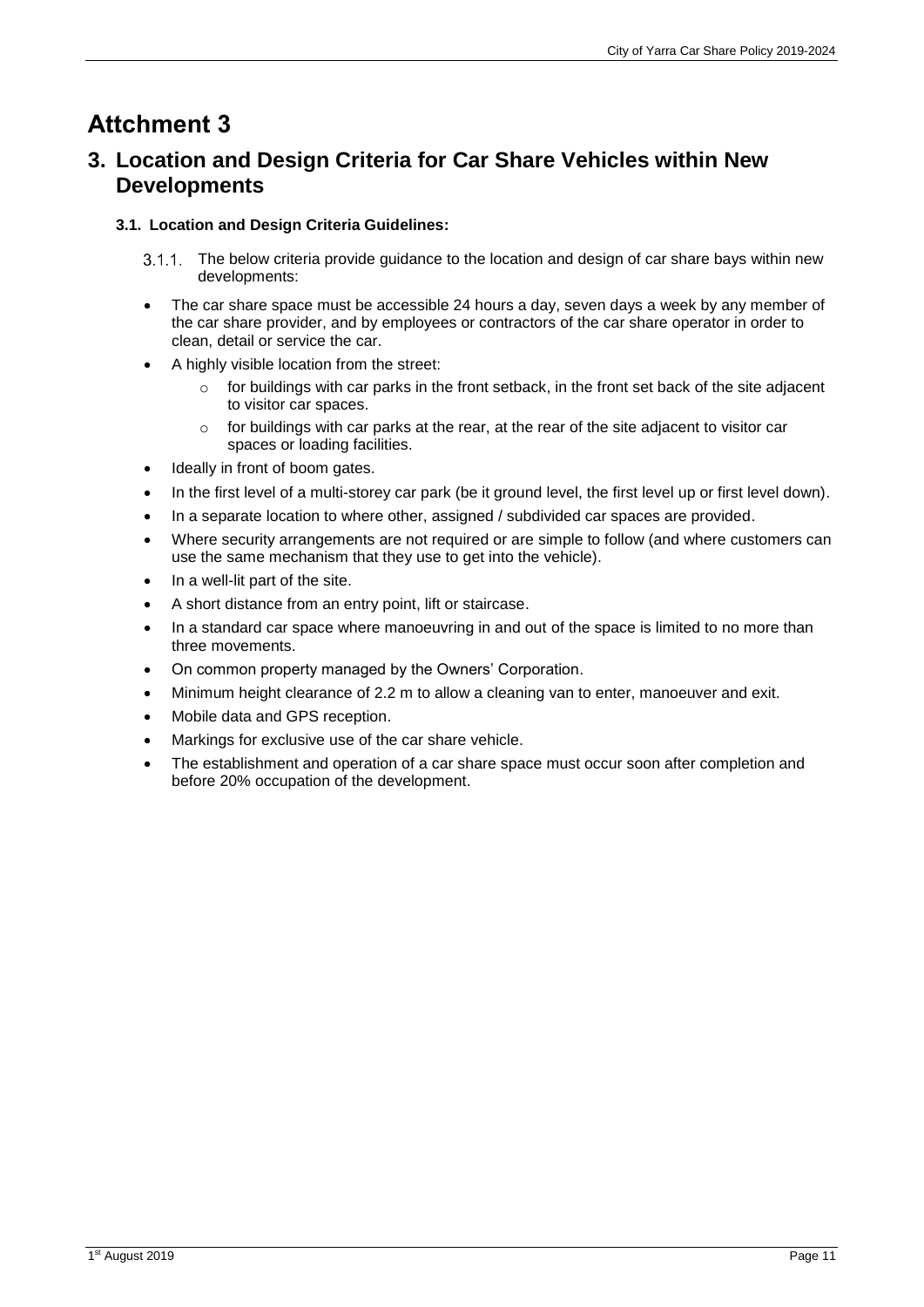# Attchment 3

## 3. Location and Design Criteria for Car Share Vehicles within New Developments

### 3.1. Location and Design Criteria Guidelines:

3.1.1. The below criteria provide guidance to the location and design of car share bays within new developments:

- The car share space must be accessible 24 hours a day, seven days a week by any member of the car share provider, and by employees or contractors of the car share operator in order to clean, detail or service the car.
- A highly visible location from the street:
  - for buildings with car parks in the front setback, in the front set back of the site adjacent to visitor car spaces.
  - for buildings with car parks at the rear, at the rear of the site adjacent to visitor car spaces or loading facilities.
- Ideally in front of boom gates.
- In the first level of a multi-storey car park (be it ground level, the first level up or first level down).
- In a separate location to where other, assigned / subdivided car spaces are provided.
- Where security arrangements are not required or are simple to follow (and where customers can use the same mechanism that they use to get into the vehicle).
- In a well-lit part of the site.
- A short distance from an entry point, lift or staircase.
- In a standard car space where manoeuvring in and out of the space is limited to no more than three movements.
- On common property managed by the Owners' Corporation.
- Minimum height clearance of 2.2 m to allow a cleaning van to enter, manoeuver and exit.
- Mobile data and GPS reception.
- Markings for exclusive use of the car share vehicle.
- The establishment and operation of a car share space must occur soon after completion and before 20% occupation of the development.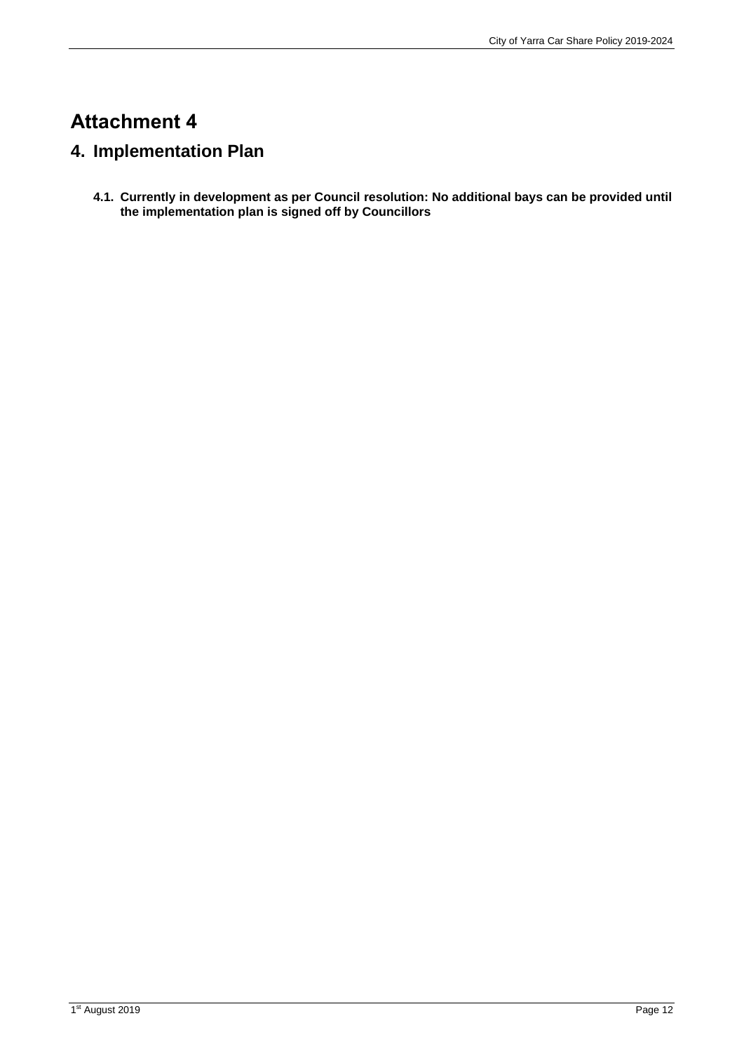# Attachment 4

## 4. Implementation Plan

**4.1. Currently in development as per Council resolution: No additional bays can be provided until the implementation plan is signed off by Councillors**